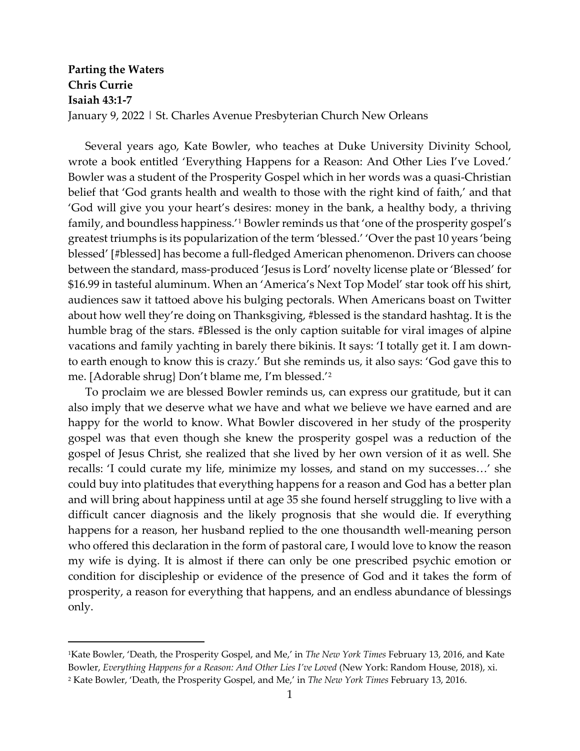**Parting the Waters**
**Chris Currie**
**Isaiah 43:1-7**
January 9, 2022 | St. Charles Avenue Presbyterian Church New Orleans

Several years ago, Kate Bowler, who teaches at Duke University Divinity School, wrote a book entitled 'Everything Happens for a Reason: And Other Lies I've Loved.' Bowler was a student of the Prosperity Gospel which in her words was a quasi-Christian belief that 'God grants health and wealth to those with the right kind of faith,' and that 'God will give you your heart's desires: money in the bank, a healthy body, a thriving family, and boundless happiness.'[1] Bowler reminds us that 'one of the prosperity gospel's greatest triumphs is its popularization of the term 'blessed.' 'Over the past 10 years 'being blessed' [#blessed] has become a full-fledged American phenomenon. Drivers can choose between the standard, mass-produced 'Jesus is Lord' novelty license plate or 'Blessed' for $16.99 in tasteful aluminum. When an 'America's Next Top Model' star took off his shirt, audiences saw it tattooed above his bulging pectorals. When Americans boast on Twitter about how well they're doing on Thanksgiving, #blessed is the standard hashtag. It is the humble brag of the stars. #Blessed is the only caption suitable for viral images of alpine vacations and family yachting in barely there bikinis. It says: 'I totally get it. I am down-to earth enough to know this is crazy.' But she reminds us, it also says: 'God gave this to me. [Adorable shrug} Don't blame me, I'm blessed.'[2]

To proclaim we are blessed Bowler reminds us, can express our gratitude, but it can also imply that we deserve what we have and what we believe we have earned and are happy for the world to know. What Bowler discovered in her study of the prosperity gospel was that even though she knew the prosperity gospel was a reduction of the gospel of Jesus Christ, she realized that she lived by her own version of it as well. She recalls: 'I could curate my life, minimize my losses, and stand on my successes…' she could buy into platitudes that everything happens for a reason and God has a better plan and will bring about happiness until at age 35 she found herself struggling to live with a difficult cancer diagnosis and the likely prognosis that she would die. If everything happens for a reason, her husband replied to the one thousandth well-meaning person who offered this declaration in the form of pastoral care, I would love to know the reason my wife is dying. It is almost if there can only be one prescribed psychic emotion or condition for discipleship or evidence of the presence of God and it takes the form of prosperity, a reason for everything that happens, and an endless abundance of blessings only.

---

[1] Kate Bowler, 'Death, the Prosperity Gospel, and Me,' in *The New York Times* February 13, 2016, and Kate Bowler, *Everything Happens for a Reason: And Other Lies I've Loved* (New York: Random House, 2018), xi.

[2] Kate Bowler, 'Death, the Prosperity Gospel, and Me,' in *The New York Times* February 13, 2016.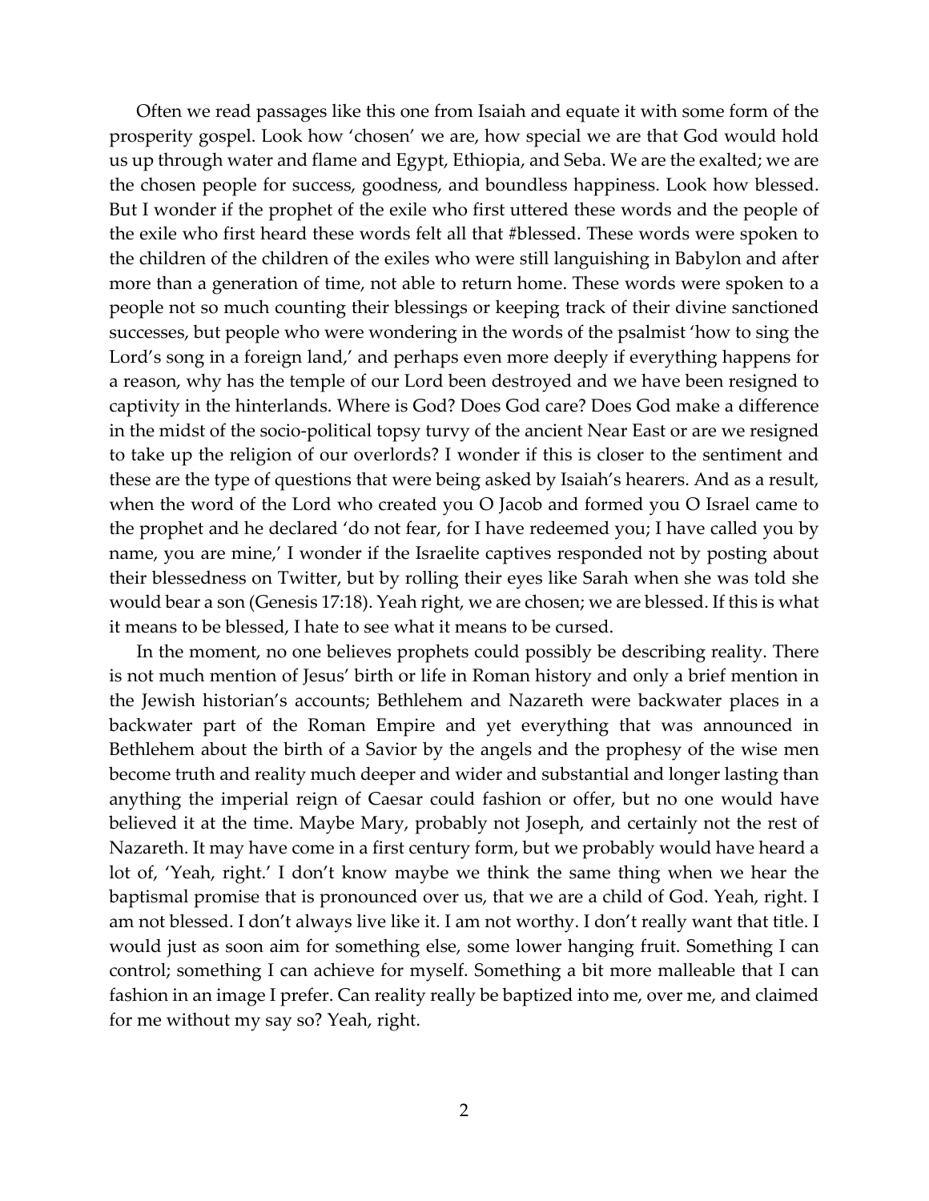Often we read passages like this one from Isaiah and equate it with some form of the prosperity gospel. Look how 'chosen' we are, how special we are that God would hold us up through water and flame and Egypt, Ethiopia, and Seba. We are the exalted; we are the chosen people for success, goodness, and boundless happiness. Look how blessed. But I wonder if the prophet of the exile who first uttered these words and the people of the exile who first heard these words felt all that #blessed. These words were spoken to the children of the children of the exiles who were still languishing in Babylon and after more than a generation of time, not able to return home. These words were spoken to a people not so much counting their blessings or keeping track of their divine sanctioned successes, but people who were wondering in the words of the psalmist 'how to sing the Lord's song in a foreign land,' and perhaps even more deeply if everything happens for a reason, why has the temple of our Lord been destroyed and we have been resigned to captivity in the hinterlands. Where is God? Does God care? Does God make a difference in the midst of the socio-political topsy turvy of the ancient Near East or are we resigned to take up the religion of our overlords? I wonder if this is closer to the sentiment and these are the type of questions that were being asked by Isaiah's hearers. And as a result, when the word of the Lord who created you O Jacob and formed you O Israel came to the prophet and he declared 'do not fear, for I have redeemed you; I have called you by name, you are mine,' I wonder if the Israelite captives responded not by posting about their blessedness on Twitter, but by rolling their eyes like Sarah when she was told she would bear a son (Genesis 17:18). Yeah right, we are chosen; we are blessed. If this is what it means to be blessed, I hate to see what it means to be cursed.

In the moment, no one believes prophets could possibly be describing reality. There is not much mention of Jesus' birth or life in Roman history and only a brief mention in the Jewish historian's accounts; Bethlehem and Nazareth were backwater places in a backwater part of the Roman Empire and yet everything that was announced in Bethlehem about the birth of a Savior by the angels and the prophesy of the wise men become truth and reality much deeper and wider and substantial and longer lasting than anything the imperial reign of Caesar could fashion or offer, but no one would have believed it at the time. Maybe Mary, probably not Joseph, and certainly not the rest of Nazareth. It may have come in a first century form, but we probably would have heard a lot of, 'Yeah, right.' I don't know maybe we think the same thing when we hear the baptismal promise that is pronounced over us, that we are a child of God. Yeah, right. I am not blessed. I don't always live like it. I am not worthy. I don't really want that title. I would just as soon aim for something else, some lower hanging fruit. Something I can control; something I can achieve for myself. Something a bit more malleable that I can fashion in an image I prefer. Can reality really be baptized into me, over me, and claimed for me without my say so? Yeah, right.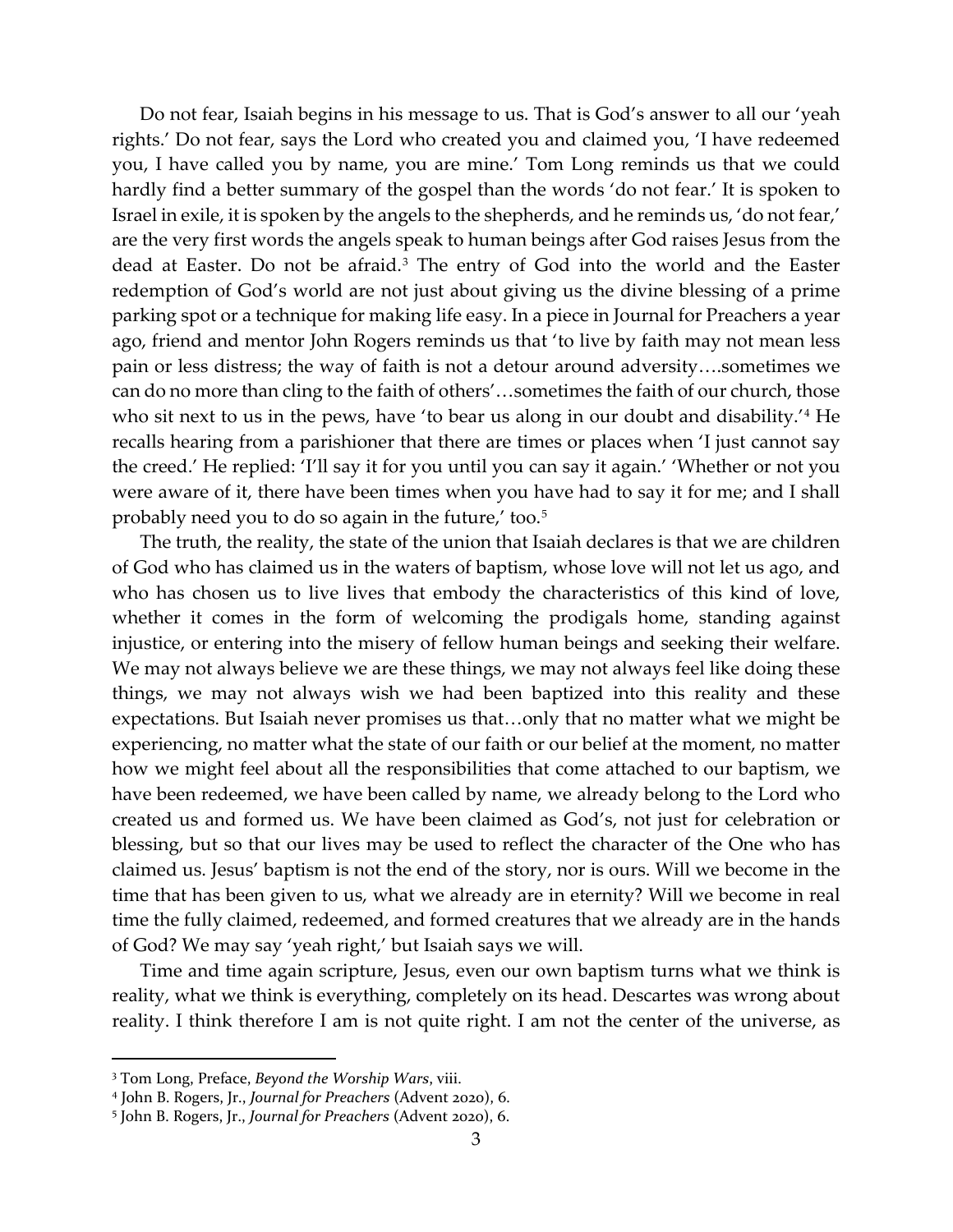Do not fear, Isaiah begins in his message to us. That is God's answer to all our 'yeah rights.' Do not fear, says the Lord who created you and claimed you, 'I have redeemed you, I have called you by name, you are mine.' Tom Long reminds us that we could hardly find a better summary of the gospel than the words 'do not fear.' It is spoken to Israel in exile, it is spoken by the angels to the shepherds, and he reminds us, 'do not fear,' are the very first words the angels speak to human beings after God raises Jesus from the dead at Easter. Do not be afraid.[3] The entry of God into the world and the Easter redemption of God's world are not just about giving us the divine blessing of a prime parking spot or a technique for making life easy. In a piece in Journal for Preachers a year ago, friend and mentor John Rogers reminds us that 'to live by faith may not mean less pain or less distress; the way of faith is not a detour around adversity….sometimes we can do no more than cling to the faith of others'…sometimes the faith of our church, those who sit next to us in the pews, have 'to bear us along in our doubt and disability.'[4] He recalls hearing from a parishioner that there are times or places when 'I just cannot say the creed.' He replied: 'I'll say it for you until you can say it again.' 'Whether or not you were aware of it, there have been times when you have had to say it for me; and I shall probably need you to do so again in the future,' too.[5]

The truth, the reality, the state of the union that Isaiah declares is that we are children of God who has claimed us in the waters of baptism, whose love will not let us ago, and who has chosen us to live lives that embody the characteristics of this kind of love, whether it comes in the form of welcoming the prodigals home, standing against injustice, or entering into the misery of fellow human beings and seeking their welfare. We may not always believe we are these things, we may not always feel like doing these things, we may not always wish we had been baptized into this reality and these expectations. But Isaiah never promises us that…only that no matter what we might be experiencing, no matter what the state of our faith or our belief at the moment, no matter how we might feel about all the responsibilities that come attached to our baptism, we have been redeemed, we have been called by name, we already belong to the Lord who created us and formed us. We have been claimed as God's, not just for celebration or blessing, but so that our lives may be used to reflect the character of the One who has claimed us. Jesus' baptism is not the end of the story, nor is ours. Will we become in the time that has been given to us, what we already are in eternity? Will we become in real time the fully claimed, redeemed, and formed creatures that we already are in the hands of God? We may say 'yeah right,' but Isaiah says we will.

Time and time again scripture, Jesus, even our own baptism turns what we think is reality, what we think is everything, completely on its head. Descartes was wrong about reality. I think therefore I am is not quite right. I am not the center of the universe, as

---

[3] Tom Long, Preface, *Beyond the Worship Wars*, viii.

[4] John B. Rogers, Jr., *Journal for Preachers* (Advent 2020), 6.

[5] John B. Rogers, Jr., *Journal for Preachers* (Advent 2020), 6.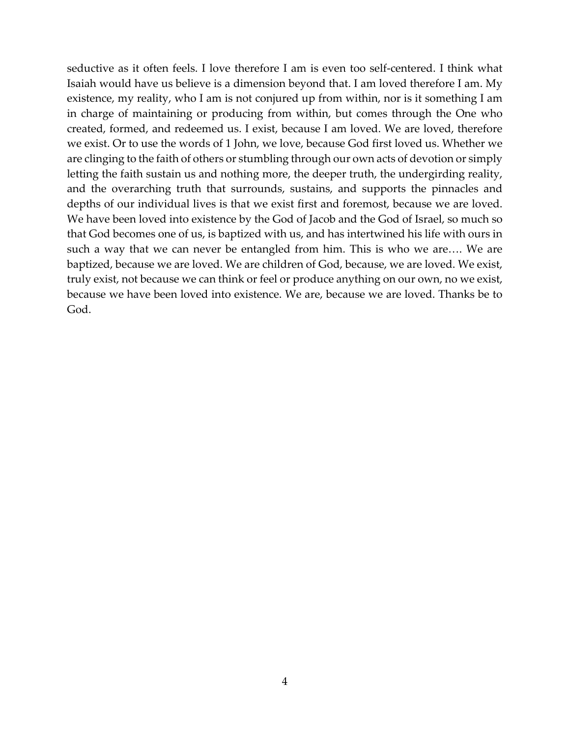seductive as it often feels. I love therefore I am is even too self-centered. I think what Isaiah would have us believe is a dimension beyond that. I am loved therefore I am. My existence, my reality, who I am is not conjured up from within, nor is it something I am in charge of maintaining or producing from within, but comes through the One who created, formed, and redeemed us. I exist, because I am loved. We are loved, therefore we exist. Or to use the words of 1 John, we love, because God first loved us. Whether we are clinging to the faith of others or stumbling through our own acts of devotion or simply letting the faith sustain us and nothing more, the deeper truth, the undergirding reality, and the overarching truth that surrounds, sustains, and supports the pinnacles and depths of our individual lives is that we exist first and foremost, because we are loved. We have been loved into existence by the God of Jacob and the God of Israel, so much so that God becomes one of us, is baptized with us, and has intertwined his life with ours in such a way that we can never be entangled from him. This is who we are…. We are baptized, because we are loved. We are children of God, because, we are loved. We exist, truly exist, not because we can think or feel or produce anything on our own, no we exist, because we have been loved into existence. We are, because we are loved. Thanks be to God.